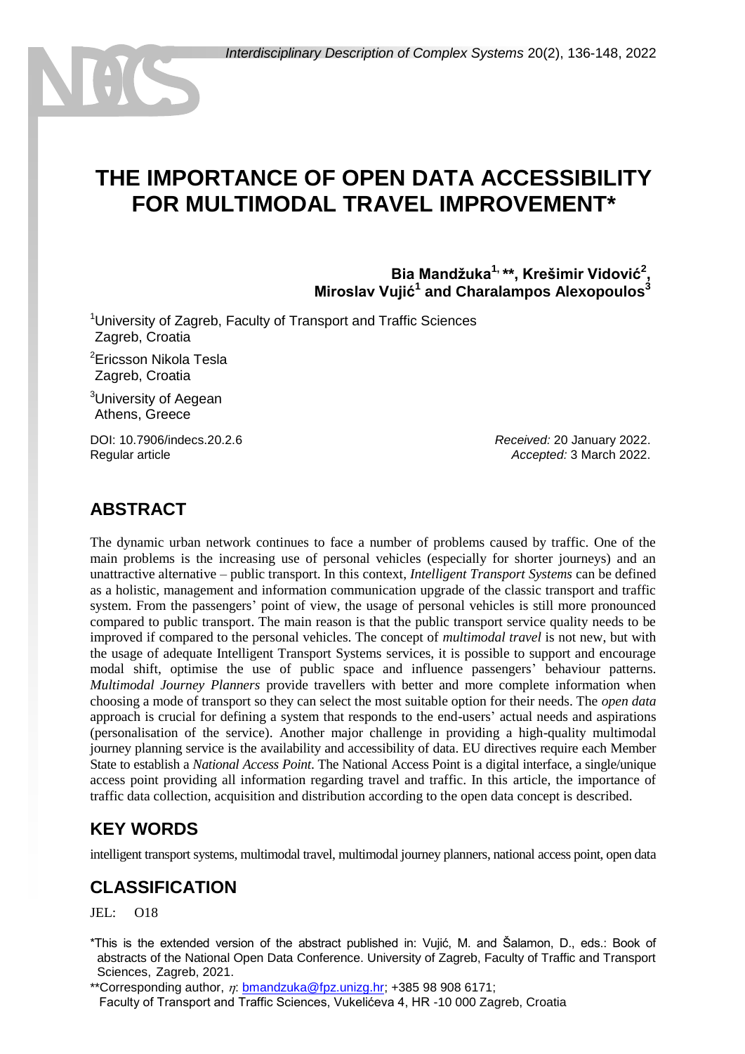# THE IMPORTANCE OF OPEN DATA ACCESSIBILITY FOR MULTIMODAL TRAVEL IMPROVEMENT*

**Bia Mandžuka[1,] \*\*, Krešimir Vidović[2], Miroslav Vujić[1] and Charalampos Alexopoulos[3]**

[1]University of Zagreb, Faculty of Transport and Traffic Sciences
Zagreb, Croatia

[2]Ericsson Nikola Tesla
Zagreb, Croatia

[3]University of Aegean
Athens, Greece

DOI: 10.7906/indecs.20.2.6
Regular article

*Received:* 20 January 2022.
*Accepted:* 3 March 2022.

## ABSTRACT

The dynamic urban network continues to face a number of problems caused by traffic. One of the main problems is the increasing use of personal vehicles (especially for shorter journeys) and an unattractive alternative – public transport. In this context, *Intelligent Transport Systems* can be defined as a holistic, management and information communication upgrade of the classic transport and traffic system. From the passengers' point of view, the usage of personal vehicles is still more pronounced compared to public transport. The main reason is that the public transport service quality needs to be improved if compared to the personal vehicles. The concept of *multimodal travel* is not new, but with the usage of adequate Intelligent Transport Systems services, it is possible to support and encourage modal shift, optimise the use of public space and influence passengers' behaviour patterns. *Multimodal Journey Planners* provide travellers with better and more complete information when choosing a mode of transport so they can select the most suitable option for their needs. The *open data* approach is crucial for defining a system that responds to the end-users' actual needs and aspirations (personalisation of the service). Another major challenge in providing a high-quality multimodal journey planning service is the availability and accessibility of data. EU directives require each Member State to establish a *National Access Point*. The National Access Point is a digital interface, a single/unique access point providing all information regarding travel and traffic. In this article, the importance of traffic data collection, acquisition and distribution according to the open data concept is described.

## KEY WORDS

intelligent transport systems, multimodal travel, multimodal journey planners, national access point, open data

## CLASSIFICATION

JEL: O18

*This is the extended version of the abstract published in: Vujić, M. and Šalamon, D., eds.: Book of abstracts of the National Open Data Conference. University of Zagreb, Faculty of Traffic and Transport Sciences, Zagreb, 2021.

**Corresponding author, $\eta$: bmandzuka@fpz.unizg.hr; +385 98 908 6171;
Faculty of Transport and Traffic Sciences, Vukelićeva 4, HR -10 000 Zagreb, Croatia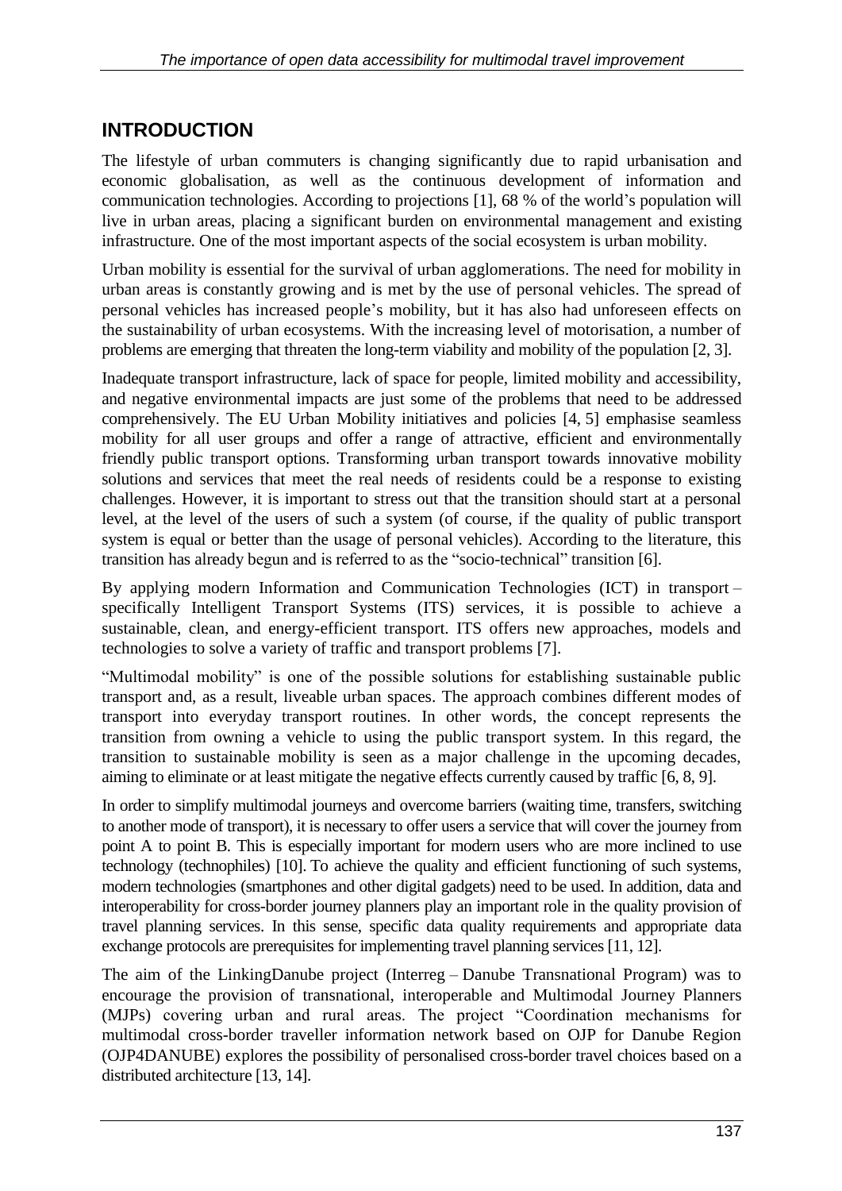## INTRODUCTION

The lifestyle of urban commuters is changing significantly due to rapid urbanisation and economic globalisation, as well as the continuous development of information and communication technologies. According to projections [1], 68 % of the world's population will live in urban areas, placing a significant burden on environmental management and existing infrastructure. One of the most important aspects of the social ecosystem is urban mobility.

Urban mobility is essential for the survival of urban agglomerations. The need for mobility in urban areas is constantly growing and is met by the use of personal vehicles. The spread of personal vehicles has increased people's mobility, but it has also had unforeseen effects on the sustainability of urban ecosystems. With the increasing level of motorisation, a number of problems are emerging that threaten the long-term viability and mobility of the population [2, 3].

Inadequate transport infrastructure, lack of space for people, limited mobility and accessibility, and negative environmental impacts are just some of the problems that need to be addressed comprehensively. The EU Urban Mobility initiatives and policies [4, 5] emphasise seamless mobility for all user groups and offer a range of attractive, efficient and environmentally friendly public transport options. Transforming urban transport towards innovative mobility solutions and services that meet the real needs of residents could be a response to existing challenges. However, it is important to stress out that the transition should start at a personal level, at the level of the users of such a system (of course, if the quality of public transport system is equal or better than the usage of personal vehicles). According to the literature, this transition has already begun and is referred to as the "socio-technical" transition [6].

By applying modern Information and Communication Technologies (ICT) in transport – specifically Intelligent Transport Systems (ITS) services, it is possible to achieve a sustainable, clean, and energy-efficient transport. ITS offers new approaches, models and technologies to solve a variety of traffic and transport problems [7].

"Multimodal mobility" is one of the possible solutions for establishing sustainable public transport and, as a result, liveable urban spaces. The approach combines different modes of transport into everyday transport routines. In other words, the concept represents the transition from owning a vehicle to using the public transport system. In this regard, the transition to sustainable mobility is seen as a major challenge in the upcoming decades, aiming to eliminate or at least mitigate the negative effects currently caused by traffic [6, 8, 9].

In order to simplify multimodal journeys and overcome barriers (waiting time, transfers, switching to another mode of transport), it is necessary to offer users a service that will cover the journey from point A to point B. This is especially important for modern users who are more inclined to use technology (technophiles) [10]. To achieve the quality and efficient functioning of such systems, modern technologies (smartphones and other digital gadgets) need to be used. In addition, data and interoperability for cross-border journey planners play an important role in the quality provision of travel planning services. In this sense, specific data quality requirements and appropriate data exchange protocols are prerequisites for implementing travel planning services [11, 12].

The aim of the LinkingDanube project (Interreg – Danube Transnational Program) was to encourage the provision of transnational, interoperable and Multimodal Journey Planners (MJPs) covering urban and rural areas. The project "Coordination mechanisms for multimodal cross-border traveller information network based on OJP for Danube Region (OJP4DANUBE) explores the possibility of personalised cross-border travel choices based on a distributed architecture [13, 14].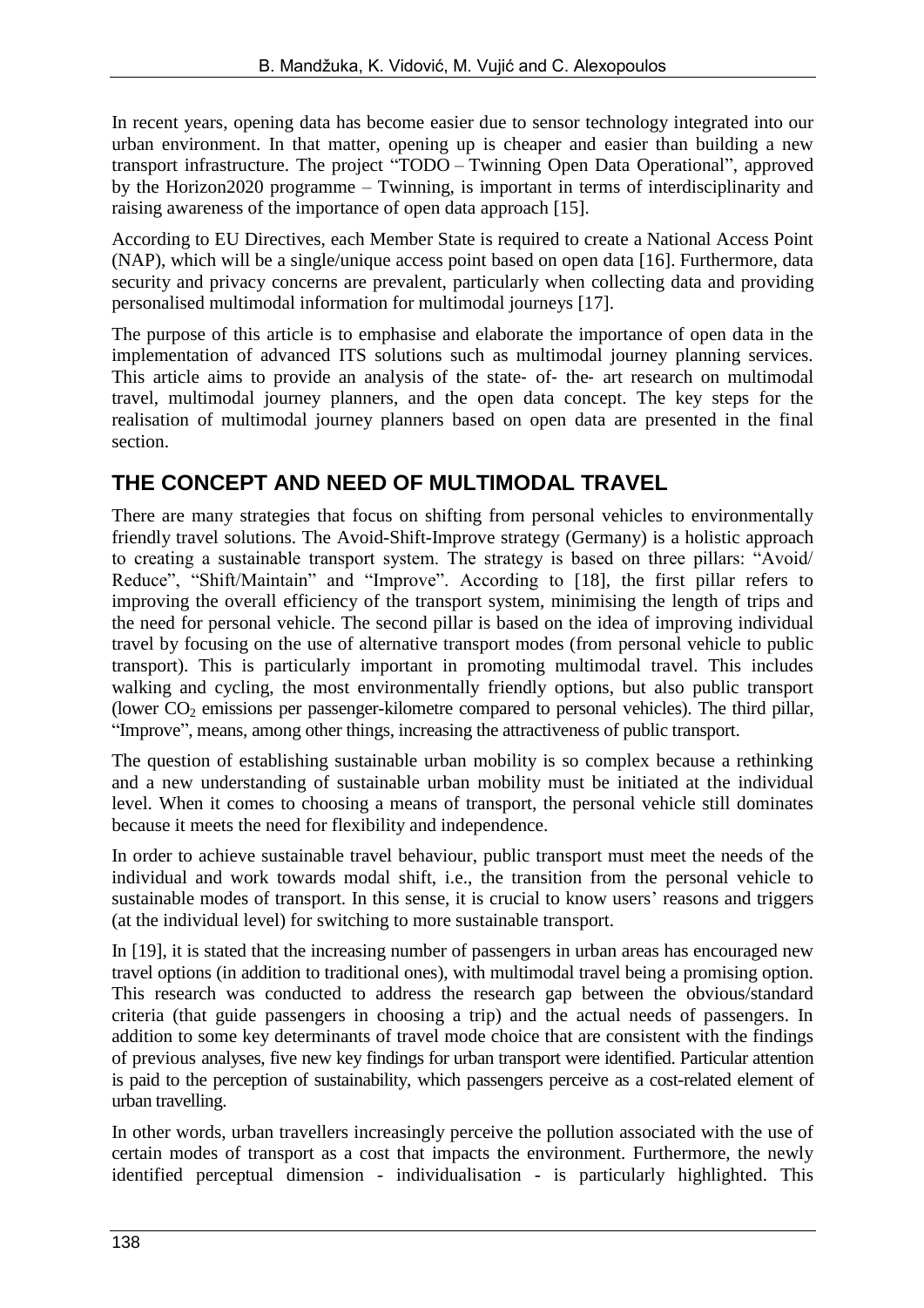In recent years, opening data has become easier due to sensor technology integrated into our urban environment. In that matter, opening up is cheaper and easier than building a new transport infrastructure. The project "TODO – Twinning Open Data Operational", approved by the Horizon2020 programme – Twinning, is important in terms of interdisciplinarity and raising awareness of the importance of open data approach [15].

According to EU Directives, each Member State is required to create a National Access Point (NAP), which will be a single/unique access point based on open data [16]. Furthermore, data security and privacy concerns are prevalent, particularly when collecting data and providing personalised multimodal information for multimodal journeys [17].

The purpose of this article is to emphasise and elaborate the importance of open data in the implementation of advanced ITS solutions such as multimodal journey planning services. This article aims to provide an analysis of the state- of- the- art research on multimodal travel, multimodal journey planners, and the open data concept. The key steps for the realisation of multimodal journey planners based on open data are presented in the final section.

## THE CONCEPT AND NEED OF MULTIMODAL TRAVEL

There are many strategies that focus on shifting from personal vehicles to environmentally friendly travel solutions. The Avoid-Shift-Improve strategy (Germany) is a holistic approach to creating a sustainable transport system. The strategy is based on three pillars: "Avoid/ Reduce", "Shift/Maintain" and "Improve". According to [18], the first pillar refers to improving the overall efficiency of the transport system, minimising the length of trips and the need for personal vehicle. The second pillar is based on the idea of improving individual travel by focusing on the use of alternative transport modes (from personal vehicle to public transport). This is particularly important in promoting multimodal travel. This includes walking and cycling, the most environmentally friendly options, but also public transport (lower $CO_2$ emissions per passenger-kilometre compared to personal vehicles). The third pillar, "Improve", means, among other things, increasing the attractiveness of public transport.

The question of establishing sustainable urban mobility is so complex because a rethinking and a new understanding of sustainable urban mobility must be initiated at the individual level. When it comes to choosing a means of transport, the personal vehicle still dominates because it meets the need for flexibility and independence.

In order to achieve sustainable travel behaviour, public transport must meet the needs of the individual and work towards modal shift, i.e., the transition from the personal vehicle to sustainable modes of transport. In this sense, it is crucial to know users' reasons and triggers (at the individual level) for switching to more sustainable transport.

In [19], it is stated that the increasing number of passengers in urban areas has encouraged new travel options (in addition to traditional ones), with multimodal travel being a promising option. This research was conducted to address the research gap between the obvious/standard criteria (that guide passengers in choosing a trip) and the actual needs of passengers. In addition to some key determinants of travel mode choice that are consistent with the findings of previous analyses, five new key findings for urban transport were identified. Particular attention is paid to the perception of sustainability, which passengers perceive as a cost-related element of urban travelling.

In other words, urban travellers increasingly perceive the pollution associated with the use of certain modes of transport as a cost that impacts the environment. Furthermore, the newly identified perceptual dimension - individualisation - is particularly highlighted. This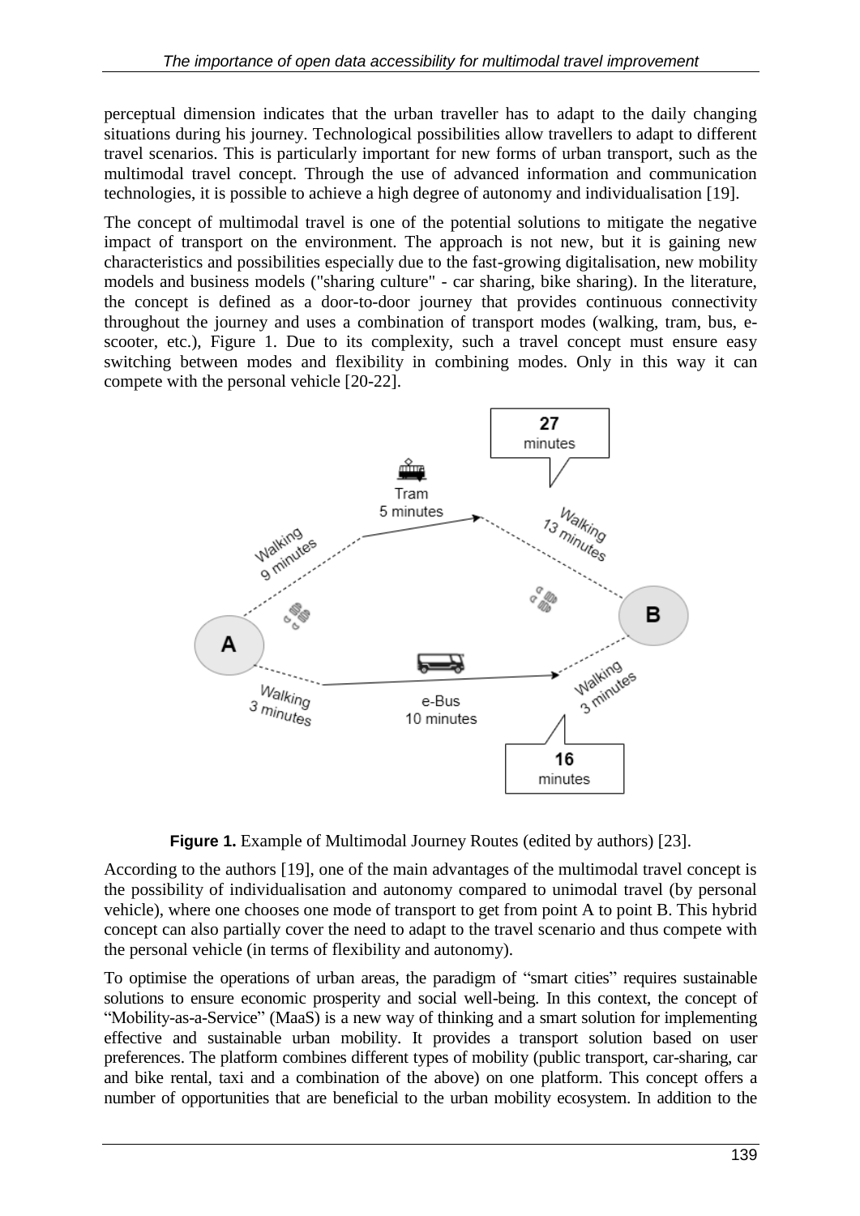perceptual dimension indicates that the urban traveller has to adapt to the daily changing situations during his journey. Technological possibilities allow travellers to adapt to different travel scenarios. This is particularly important for new forms of urban transport, such as the multimodal travel concept. Through the use of advanced information and communication technologies, it is possible to achieve a high degree of autonomy and individualisation [19].

The concept of multimodal travel is one of the potential solutions to mitigate the negative impact of transport on the environment. The approach is not new, but it is gaining new characteristics and possibilities especially due to the fast-growing digitalisation, new mobility models and business models ("sharing culture" - car sharing, bike sharing). In the literature, the concept is defined as a door-to-door journey that provides continuous connectivity throughout the journey and uses a combination of transport modes (walking, tram, bus, e-scooter, etc.), Figure 1. Due to its complexity, such a travel concept must ensure easy switching between modes and flexibility in combining modes. Only in this way it can compete with the personal vehicle [20-22].

**Figure 1.** Example of Multimodal Journey Routes (edited by authors) [23].

According to the authors [19], one of the main advantages of the multimodal travel concept is the possibility of individualisation and autonomy compared to unimodal travel (by personal vehicle), where one chooses one mode of transport to get from point A to point B. This hybrid concept can also partially cover the need to adapt to the travel scenario and thus compete with the personal vehicle (in terms of flexibility and autonomy).

To optimise the operations of urban areas, the paradigm of "smart cities" requires sustainable solutions to ensure economic prosperity and social well-being. In this context, the concept of "Mobility-as-a-Service" (MaaS) is a new way of thinking and a smart solution for implementing effective and sustainable urban mobility. It provides a transport solution based on user preferences. The platform combines different types of mobility (public transport, car-sharing, car and bike rental, taxi and a combination of the above) on one platform. This concept offers a number of opportunities that are beneficial to the urban mobility ecosystem. In addition to the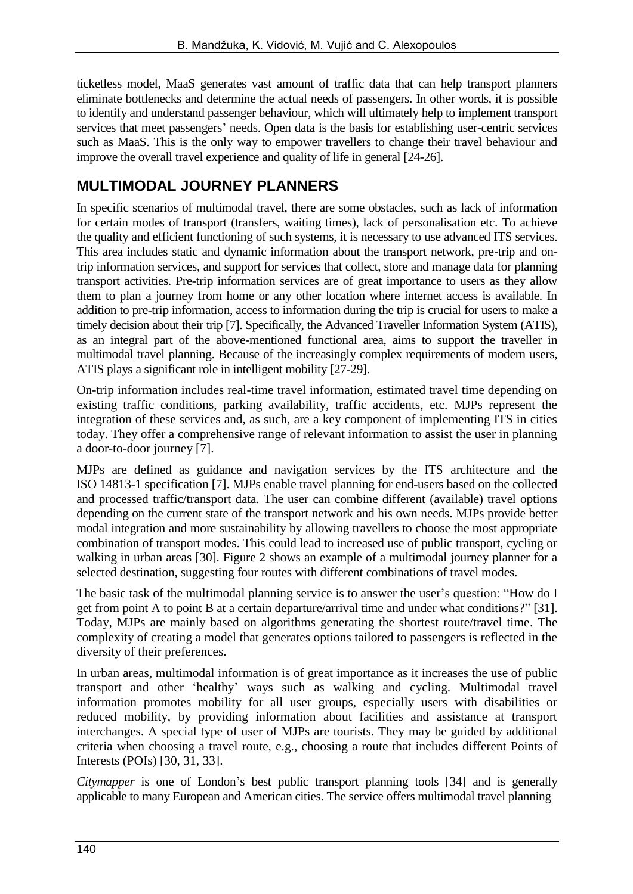ticketless model, MaaS generates vast amount of traffic data that can help transport planners eliminate bottlenecks and determine the actual needs of passengers. In other words, it is possible to identify and understand passenger behaviour, which will ultimately help to implement transport services that meet passengers' needs. Open data is the basis for establishing user-centric services such as MaaS. This is the only way to empower travellers to change their travel behaviour and improve the overall travel experience and quality of life in general [24-26].

## MULTIMODAL JOURNEY PLANNERS

In specific scenarios of multimodal travel, there are some obstacles, such as lack of information for certain modes of transport (transfers, waiting times), lack of personalisation etc. To achieve the quality and efficient functioning of such systems, it is necessary to use advanced ITS services. This area includes static and dynamic information about the transport network, pre-trip and on-trip information services, and support for services that collect, store and manage data for planning transport activities. Pre-trip information services are of great importance to users as they allow them to plan a journey from home or any other location where internet access is available. In addition to pre-trip information, access to information during the trip is crucial for users to make a timely decision about their trip [7]. Specifically, the Advanced Traveller Information System (ATIS), as an integral part of the above-mentioned functional area, aims to support the traveller in multimodal travel planning. Because of the increasingly complex requirements of modern users, ATIS plays a significant role in intelligent mobility [27-29].

On-trip information includes real-time travel information, estimated travel time depending on existing traffic conditions, parking availability, traffic accidents, etc. MJPs represent the integration of these services and, as such, are a key component of implementing ITS in cities today. They offer a comprehensive range of relevant information to assist the user in planning a door-to-door journey [7].

MJPs are defined as guidance and navigation services by the ITS architecture and the ISO 14813-1 specification [7]. MJPs enable travel planning for end-users based on the collected and processed traffic/transport data. The user can combine different (available) travel options depending on the current state of the transport network and his own needs. MJPs provide better modal integration and more sustainability by allowing travellers to choose the most appropriate combination of transport modes. This could lead to increased use of public transport, cycling or walking in urban areas [30]. Figure 2 shows an example of a multimodal journey planner for a selected destination, suggesting four routes with different combinations of travel modes.

The basic task of the multimodal planning service is to answer the user's question: "How do I get from point A to point B at a certain departure/arrival time and under what conditions?" [31]. Today, MJPs are mainly based on algorithms generating the shortest route/travel time. The complexity of creating a model that generates options tailored to passengers is reflected in the diversity of their preferences.

In urban areas, multimodal information is of great importance as it increases the use of public transport and other 'healthy' ways such as walking and cycling. Multimodal travel information promotes mobility for all user groups, especially users with disabilities or reduced mobility, by providing information about facilities and assistance at transport interchanges. A special type of user of MJPs are tourists. They may be guided by additional criteria when choosing a travel route, e.g., choosing a route that includes different Points of Interests (POIs) [30, 31, 33].

*Citymapper* is one of London's best public transport planning tools [34] and is generally applicable to many European and American cities. The service offers multimodal travel planning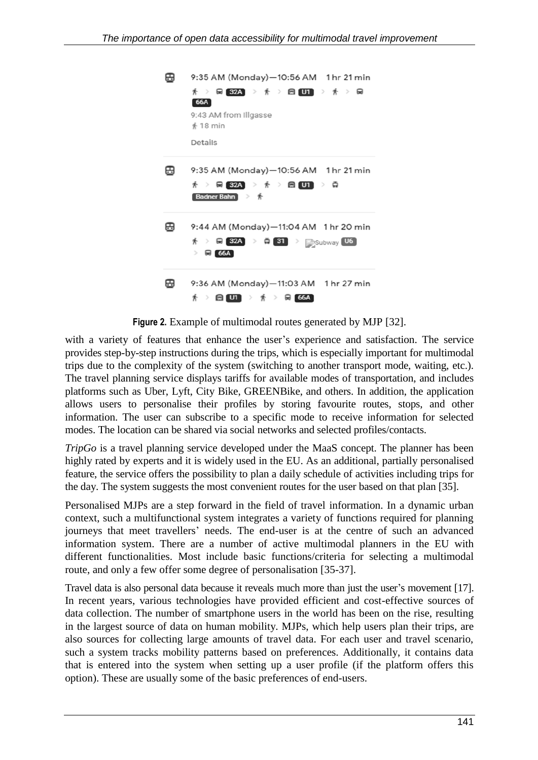Figure 2. Example of multimodal routes generated by MJP [32].

with a variety of features that enhance the user's experience and satisfaction. The service provides step-by-step instructions during the trips, which is especially important for multimodal trips due to the complexity of the system (switching to another transport mode, waiting, etc.). The travel planning service displays tariffs for available modes of transportation, and includes platforms such as Uber, Lyft, City Bike, GREENBike, and others. In addition, the application allows users to personalise their profiles by storing favourite routes, stops, and other information. The user can subscribe to a specific mode to receive information for selected modes. The location can be shared via social networks and selected profiles/contacts.

*TripGo* is a travel planning service developed under the MaaS concept. The planner has been highly rated by experts and it is widely used in the EU. As an additional, partially personalised feature, the service offers the possibility to plan a daily schedule of activities including trips for the day. The system suggests the most convenient routes for the user based on that plan [35].

Personalised MJPs are a step forward in the field of travel information. In a dynamic urban context, such a multifunctional system integrates a variety of functions required for planning journeys that meet travellers' needs. The end-user is at the centre of such an advanced information system. There are a number of active multimodal planners in the EU with different functionalities. Most include basic functions/criteria for selecting a multimodal route, and only a few offer some degree of personalisation [35-37].

Travel data is also personal data because it reveals much more than just the user's movement [17]. In recent years, various technologies have provided efficient and cost-effective sources of data collection. The number of smartphone users in the world has been on the rise, resulting in the largest source of data on human mobility. MJPs, which help users plan their trips, are also sources for collecting large amounts of travel data. For each user and travel scenario, such a system tracks mobility patterns based on preferences. Additionally, it contains data that is entered into the system when setting up a user profile (if the platform offers this option). These are usually some of the basic preferences of end-users.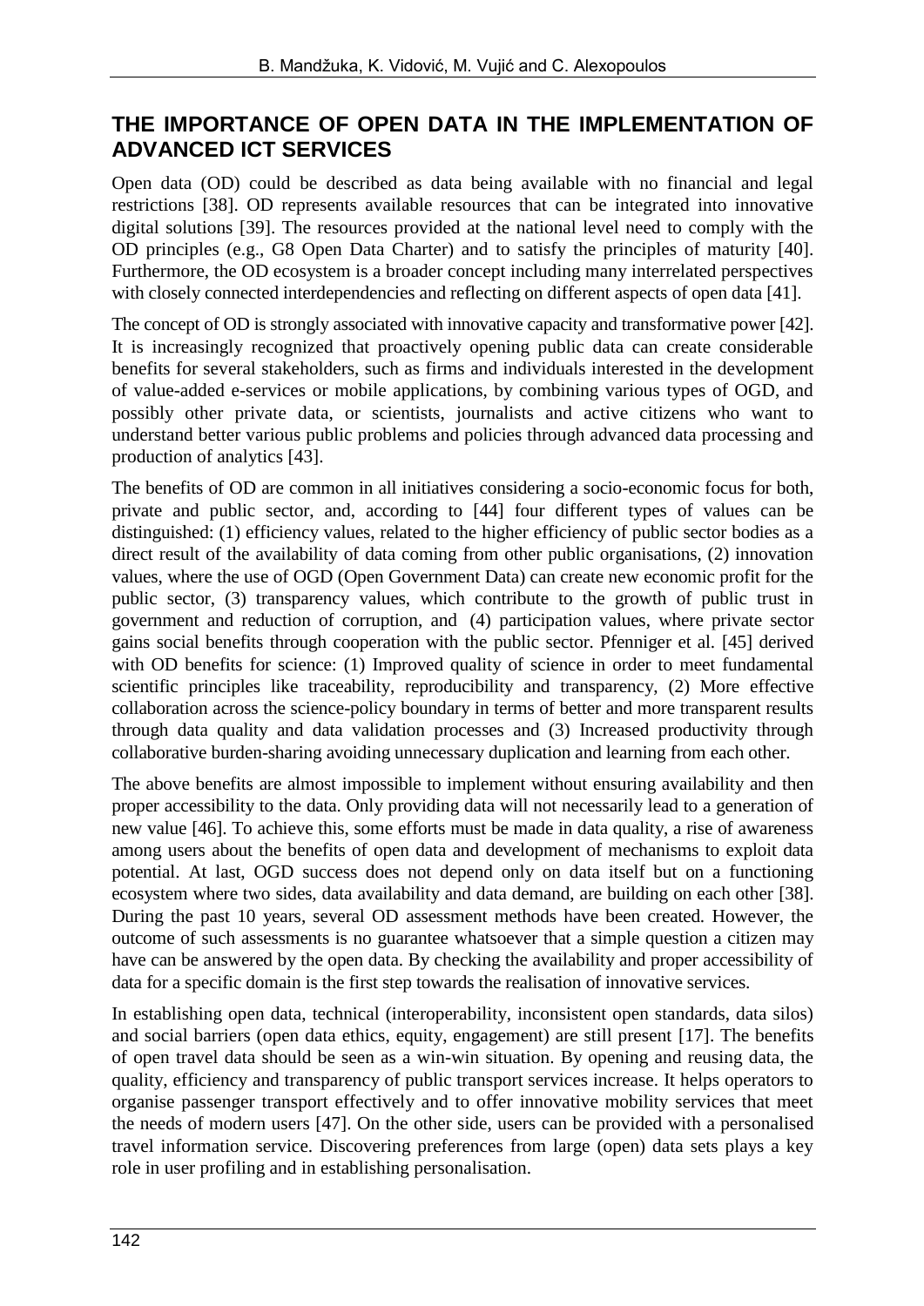## THE IMPORTANCE OF OPEN DATA IN THE IMPLEMENTATION OF ADVANCED ICT SERVICES

Open data (OD) could be described as data being available with no financial and legal restrictions [38]. OD represents available resources that can be integrated into innovative digital solutions [39]. The resources provided at the national level need to comply with the OD principles (e.g., G8 Open Data Charter) and to satisfy the principles of maturity [40]. Furthermore, the OD ecosystem is a broader concept including many interrelated perspectives with closely connected interdependencies and reflecting on different aspects of open data [41].

The concept of OD is strongly associated with innovative capacity and transformative power [42]. It is increasingly recognized that proactively opening public data can create considerable benefits for several stakeholders, such as firms and individuals interested in the development of value-added e-services or mobile applications, by combining various types of OGD, and possibly other private data, or scientists, journalists and active citizens who want to understand better various public problems and policies through advanced data processing and production of analytics [43].

The benefits of OD are common in all initiatives considering a socio-economic focus for both, private and public sector, and, according to [44] four different types of values can be distinguished: (1) efficiency values, related to the higher efficiency of public sector bodies as a direct result of the availability of data coming from other public organisations, (2) innovation values, where the use of OGD (Open Government Data) can create new economic profit for the public sector, (3) transparency values, which contribute to the growth of public trust in government and reduction of corruption, and (4) participation values, where private sector gains social benefits through cooperation with the public sector. Pfenniger et al. [45] derived with OD benefits for science: (1) Improved quality of science in order to meet fundamental scientific principles like traceability, reproducibility and transparency, (2) More effective collaboration across the science-policy boundary in terms of better and more transparent results through data quality and data validation processes and (3) Increased productivity through collaborative burden-sharing avoiding unnecessary duplication and learning from each other.

The above benefits are almost impossible to implement without ensuring availability and then proper accessibility to the data. Only providing data will not necessarily lead to a generation of new value [46]. To achieve this, some efforts must be made in data quality, a rise of awareness among users about the benefits of open data and development of mechanisms to exploit data potential. At last, OGD success does not depend only on data itself but on a functioning ecosystem where two sides, data availability and data demand, are building on each other [38]. During the past 10 years, several OD assessment methods have been created. However, the outcome of such assessments is no guarantee whatsoever that a simple question a citizen may have can be answered by the open data. By checking the availability and proper accessibility of data for a specific domain is the first step towards the realisation of innovative services.

In establishing open data, technical (interoperability, inconsistent open standards, data silos) and social barriers (open data ethics, equity, engagement) are still present [17]. The benefits of open travel data should be seen as a win-win situation. By opening and reusing data, the quality, efficiency and transparency of public transport services increase. It helps operators to organise passenger transport effectively and to offer innovative mobility services that meet the needs of modern users [47]. On the other side, users can be provided with a personalised travel information service. Discovering preferences from large (open) data sets plays a key role in user profiling and in establishing personalisation.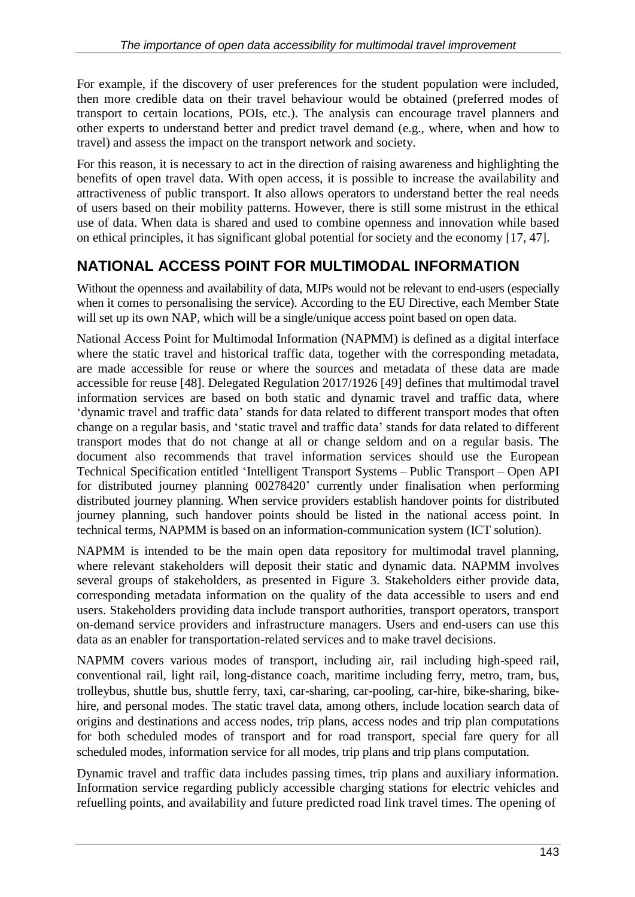For example, if the discovery of user preferences for the student population were included, then more credible data on their travel behaviour would be obtained (preferred modes of transport to certain locations, POIs, etc.). The analysis can encourage travel planners and other experts to understand better and predict travel demand (e.g., where, when and how to travel) and assess the impact on the transport network and society.

For this reason, it is necessary to act in the direction of raising awareness and highlighting the benefits of open travel data. With open access, it is possible to increase the availability and attractiveness of public transport. It also allows operators to understand better the real needs of users based on their mobility patterns. However, there is still some mistrust in the ethical use of data. When data is shared and used to combine openness and innovation while based on ethical principles, it has significant global potential for society and the economy [17, 47].

## NATIONAL ACCESS POINT FOR MULTIMODAL INFORMATION

Without the openness and availability of data, MJPs would not be relevant to end-users (especially when it comes to personalising the service). According to the EU Directive, each Member State will set up its own NAP, which will be a single/unique access point based on open data.

National Access Point for Multimodal Information (NAPMM) is defined as a digital interface where the static travel and historical traffic data, together with the corresponding metadata, are made accessible for reuse or where the sources and metadata of these data are made accessible for reuse [48]. Delegated Regulation 2017/1926 [49] defines that multimodal travel information services are based on both static and dynamic travel and traffic data, where 'dynamic travel and traffic data' stands for data related to different transport modes that often change on a regular basis, and 'static travel and traffic data' stands for data related to different transport modes that do not change at all or change seldom and on a regular basis. The document also recommends that travel information services should use the European Technical Specification entitled 'Intelligent Transport Systems – Public Transport – Open API for distributed journey planning 00278420' currently under finalisation when performing distributed journey planning. When service providers establish handover points for distributed journey planning, such handover points should be listed in the national access point. In technical terms, NAPMM is based on an information-communication system (ICT solution).

NAPMM is intended to be the main open data repository for multimodal travel planning, where relevant stakeholders will deposit their static and dynamic data. NAPMM involves several groups of stakeholders, as presented in Figure 3. Stakeholders either provide data, corresponding metadata information on the quality of the data accessible to users and end users. Stakeholders providing data include transport authorities, transport operators, transport on-demand service providers and infrastructure managers. Users and end-users can use this data as an enabler for transportation-related services and to make travel decisions.

NAPMM covers various modes of transport, including air, rail including high-speed rail, conventional rail, light rail, long-distance coach, maritime including ferry, metro, tram, bus, trolleybus, shuttle bus, shuttle ferry, taxi, car-sharing, car-pooling, car-hire, bike-sharing, bike-hire, and personal modes. The static travel data, among others, include location search data of origins and destinations and access nodes, trip plans, access nodes and trip plan computations for both scheduled modes of transport and for road transport, special fare query for all scheduled modes, information service for all modes, trip plans and trip plans computation.

Dynamic travel and traffic data includes passing times, trip plans and auxiliary information. Information service regarding publicly accessible charging stations for electric vehicles and refuelling points, and availability and future predicted road link travel times. The opening of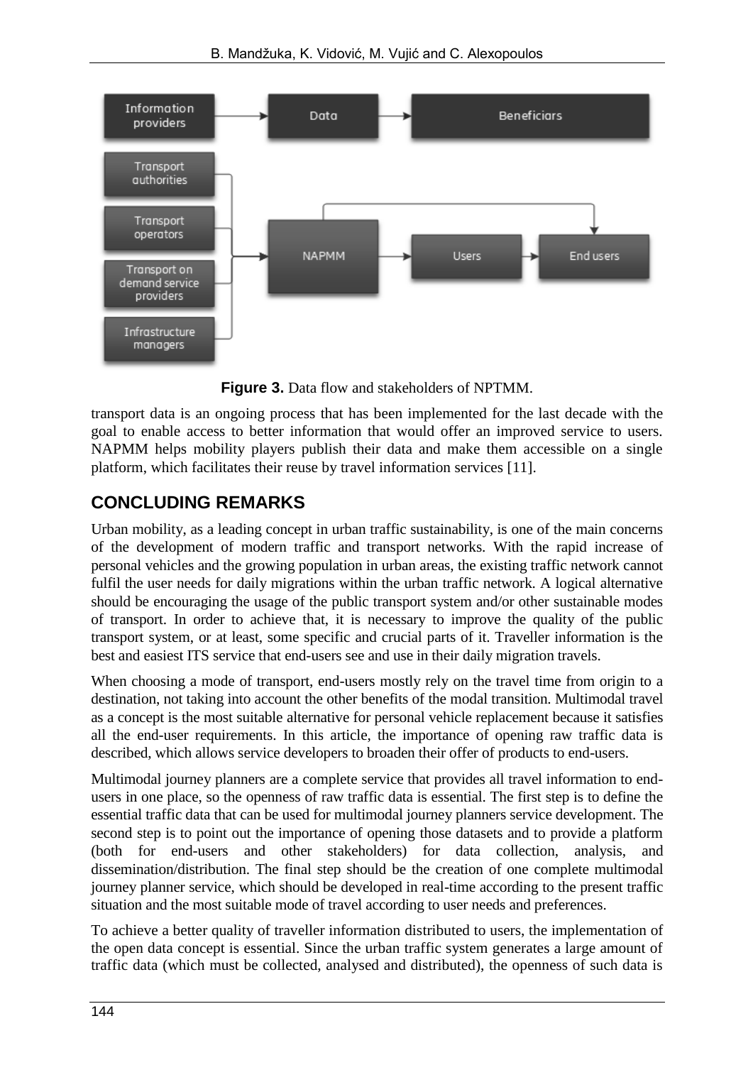**Figure 3.** Data flow and stakeholders of NPTMM.

transport data is an ongoing process that has been implemented for the last decade with the goal to enable access to better information that would offer an improved service to users. NAPMM helps mobility players publish their data and make them accessible on a single platform, which facilitates their reuse by travel information services [11].

## CONCLUDING REMARKS

Urban mobility, as a leading concept in urban traffic sustainability, is one of the main concerns of the development of modern traffic and transport networks. With the rapid increase of personal vehicles and the growing population in urban areas, the existing traffic network cannot fulfil the user needs for daily migrations within the urban traffic network. A logical alternative should be encouraging the usage of the public transport system and/or other sustainable modes of transport. In order to achieve that, it is necessary to improve the quality of the public transport system, or at least, some specific and crucial parts of it. Traveller information is the best and easiest ITS service that end-users see and use in their daily migration travels.

When choosing a mode of transport, end-users mostly rely on the travel time from origin to a destination, not taking into account the other benefits of the modal transition. Multimodal travel as a concept is the most suitable alternative for personal vehicle replacement because it satisfies all the end-user requirements. In this article, the importance of opening raw traffic data is described, which allows service developers to broaden their offer of products to end-users.

Multimodal journey planners are a complete service that provides all travel information to end-users in one place, so the openness of raw traffic data is essential. The first step is to define the essential traffic data that can be used for multimodal journey planners service development. The second step is to point out the importance of opening those datasets and to provide a platform (both for end-users and other stakeholders) for data collection, analysis, and dissemination/distribution. The final step should be the creation of one complete multimodal journey planner service, which should be developed in real-time according to the present traffic situation and the most suitable mode of travel according to user needs and preferences.

To achieve a better quality of traveller information distributed to users, the implementation of the open data concept is essential. Since the urban traffic system generates a large amount of traffic data (which must be collected, analysed and distributed), the openness of such data is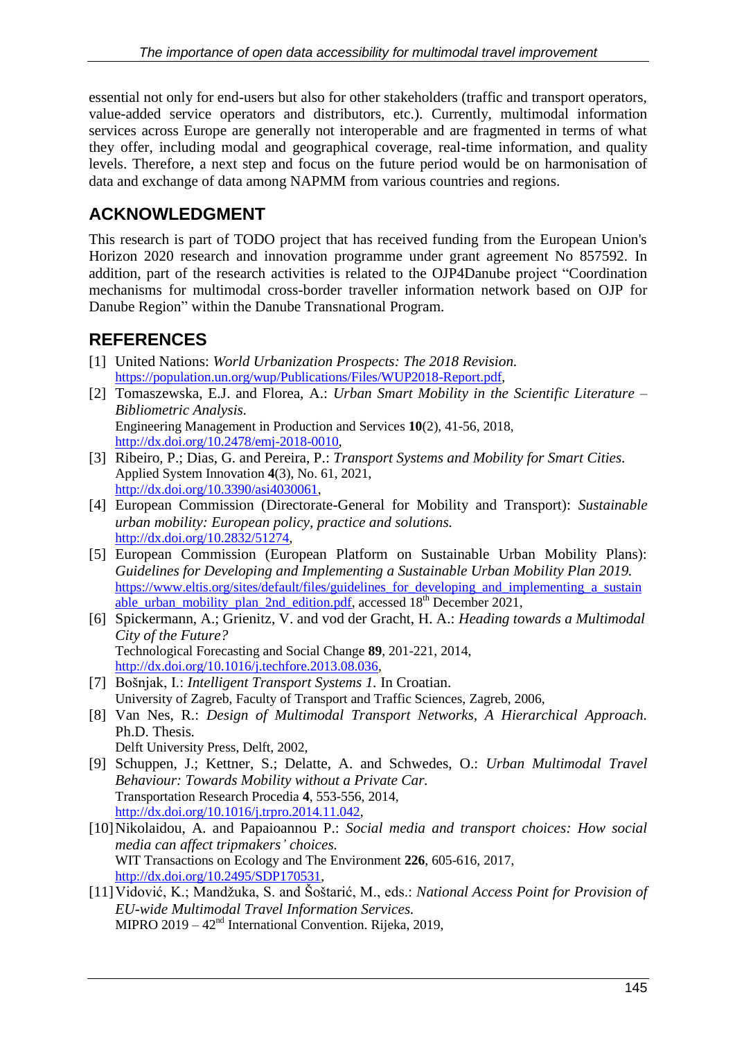essential not only for end-users but also for other stakeholders (traffic and transport operators, value-added service operators and distributors, etc.). Currently, multimodal information services across Europe are generally not interoperable and are fragmented in terms of what they offer, including modal and geographical coverage, real-time information, and quality levels. Therefore, a next step and focus on the future period would be on harmonisation of data and exchange of data among NAPMM from various countries and regions.

## ACKNOWLEDGMENT

This research is part of TODO project that has received funding from the European Union's Horizon 2020 research and innovation programme under grant agreement No 857592. In addition, part of the research activities is related to the OJP4Danube project "Coordination mechanisms for multimodal cross-border traveller information network based on OJP for Danube Region" within the Danube Transnational Program.

## REFERENCES

[1] United Nations: *World Urbanization Prospects: The 2018 Revision.*
https://population.un.org/wup/Publications/Files/WUP2018-Report.pdf,

[2] Tomaszewska, E.J. and Florea, A.: *Urban Smart Mobility in the Scientific Literature – Bibliometric Analysis.*
Engineering Management in Production and Services **10**(2), 41-56, 2018,
http://dx.doi.org/10.2478/emj-2018-0010,

[3] Ribeiro, P.; Dias, G. and Pereira, P.: *Transport Systems and Mobility for Smart Cities.*
Applied System Innovation **4**(3), No. 61, 2021,
http://dx.doi.org/10.3390/asi4030061,

[4] European Commission (Directorate-General for Mobility and Transport): *Sustainable urban mobility: European policy, practice and solutions.*
http://dx.doi.org/10.2832/51274,

[5] European Commission (European Platform on Sustainable Urban Mobility Plans): *Guidelines for Developing and Implementing a Sustainable Urban Mobility Plan 2019.*
https://www.eltis.org/sites/default/files/guidelines_for_developing_and_implementing_a_sustainable_urban_mobility_plan_2nd_edition.pdf, accessed 18th December 2021,

[6] Spickermann, A.; Grienitz, V. and vod der Gracht, H. A.: *Heading towards a Multimodal City of the Future?*
Technological Forecasting and Social Change **89**, 201-221, 2014,
http://dx.doi.org/10.1016/j.techfore.2013.08.036,

[7] Bošnjak, I.: *Intelligent Transport Systems 1.* In Croatian.
University of Zagreb, Faculty of Transport and Traffic Sciences, Zagreb, 2006,

[8] Van Nes, R.: *Design of Multimodal Transport Networks, A Hierarchical Approach.* Ph.D. Thesis.
Delft University Press, Delft, 2002,

[9] Schuppen, J.; Kettner, S.; Delatte, A. and Schwedes, O.: *Urban Multimodal Travel Behaviour: Towards Mobility without a Private Car.*
Transportation Research Procedia **4**, 553-556, 2014,
http://dx.doi.org/10.1016/j.trpro.2014.11.042,

[10] Nikolaidou, A. and Papaioannou P.: *Social media and transport choices: How social media can affect tripmakers' choices.*
WIT Transactions on Ecology and The Environment **226**, 605-616, 2017,
http://dx.doi.org/10.2495/SDP170531,

[11] Vidović, K.; Mandžuka, S. and Šoštarić, M., eds.: *National Access Point for Provision of EU-wide Multimodal Travel Information Services.*
MIPRO 2019 – 42nd International Convention. Rijeka, 2019,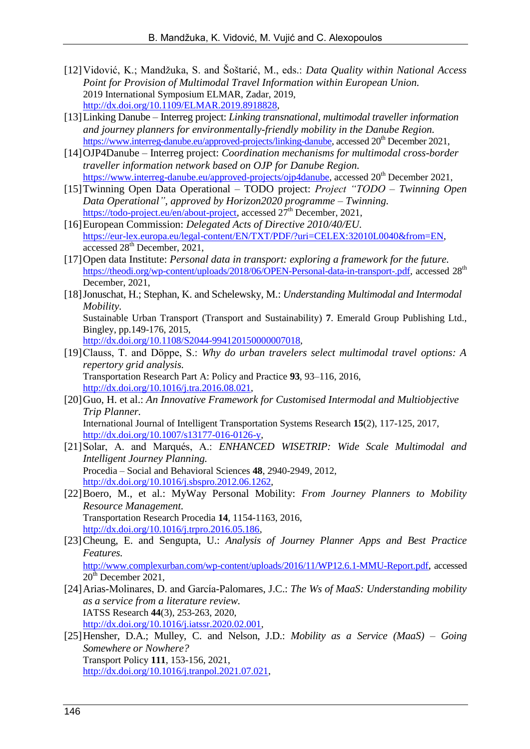[12] Vidović, K.; Mandžuka, S. and Šoštarić, M., eds.: *Data Quality within National Access Point for Provision of Multimodal Travel Information within European Union.* 2019 International Symposium ELMAR, Zadar, 2019, http://dx.doi.org/10.1109/ELMAR.2019.8918828,

[13] Linking Danube – Interreg project: *Linking transnational, multimodal traveller information and journey planners for environmentally-friendly mobility in the Danube Region.* https://www.interreg-danube.eu/approved-projects/linking-danube, accessed 20th December 2021,

[14] OJP4Danube – Interreg project: *Coordination mechanisms for multimodal cross-border traveller information network based on OJP for Danube Region.* https://www.interreg-danube.eu/approved-projects/ojp4danube, accessed 20th December 2021,

[15] Twinning Open Data Operational – TODO project: *Project "TODO – Twinning Open Data Operational", approved by Horizon2020 programme – Twinning.* https://todo-project.eu/en/about-project, accessed 27th December, 2021,

[16] European Commission: *Delegated Acts of Directive 2010/40/EU.* https://eur-lex.europa.eu/legal-content/EN/TXT/PDF/?uri=CELEX:32010L0040&from=EN, accessed 28th December, 2021,

[17] Open data Institute: *Personal data in transport: exploring a framework for the future.* https://theodi.org/wp-content/uploads/2018/06/OPEN-Personal-data-in-transport-.pdf, accessed 28th December, 2021,

[18] Jonuschat, H.; Stephan, K. and Schelewsky, M.: *Understanding Multimodal and Intermodal Mobility.* Sustainable Urban Transport (Transport and Sustainability) **7**. Emerald Group Publishing Ltd., Bingley, pp.149-176, 2015, http://dx.doi.org/10.1108/S2044-994120150000007018,

[19] Clauss, T. and Döppe, S.: *Why do urban travelers select multimodal travel options: A repertory grid analysis.* Transportation Research Part A: Policy and Practice **93**, 93–116, 2016, http://dx.doi.org/10.1016/j.tra.2016.08.021,

[20] Guo, H. et al.: *An Innovative Framework for Customised Intermodal and Multiobjective Trip Planner.* International Journal of Intelligent Transportation Systems Research **15**(2), 117-125, 2017, http://dx.doi.org/10.1007/s13177-016-0126-y,

[21] Solar, A. and Marqués, A.: *ENHANCED WISETRIP: Wide Scale Multimodal and Intelligent Journey Planning.* Procedia – Social and Behavioral Sciences **48**, 2940-2949, 2012, http://dx.doi.org/10.1016/j.sbspro.2012.06.1262,

[22] Boero, M., et al.: MyWay Personal Mobility: *From Journey Planners to Mobility Resource Management.* Transportation Research Procedia **14**, 1154-1163, 2016, http://dx.doi.org/10.1016/j.trpro.2016.05.186,

[23] Cheung, E. and Sengupta, U.: *Analysis of Journey Planner Apps and Best Practice Features.* http://www.complexurban.com/wp-content/uploads/2016/11/WP12.6.1-MMU-Report.pdf, accessed 20th December 2021,

[24] Arias-Molinares, D. and García-Palomares, J.C.: *The Ws of MaaS: Understanding mobility as a service from a literature review.* IATSS Research **44**(3), 253-263, 2020, http://dx.doi.org/10.1016/j.iatssr.2020.02.001,

[25] Hensher, D.A.; Mulley, C. and Nelson, J.D.: *Mobility as a Service (MaaS) – Going Somewhere or Nowhere?* Transport Policy **111**, 153-156, 2021, http://dx.doi.org/10.1016/j.tranpol.2021.07.021,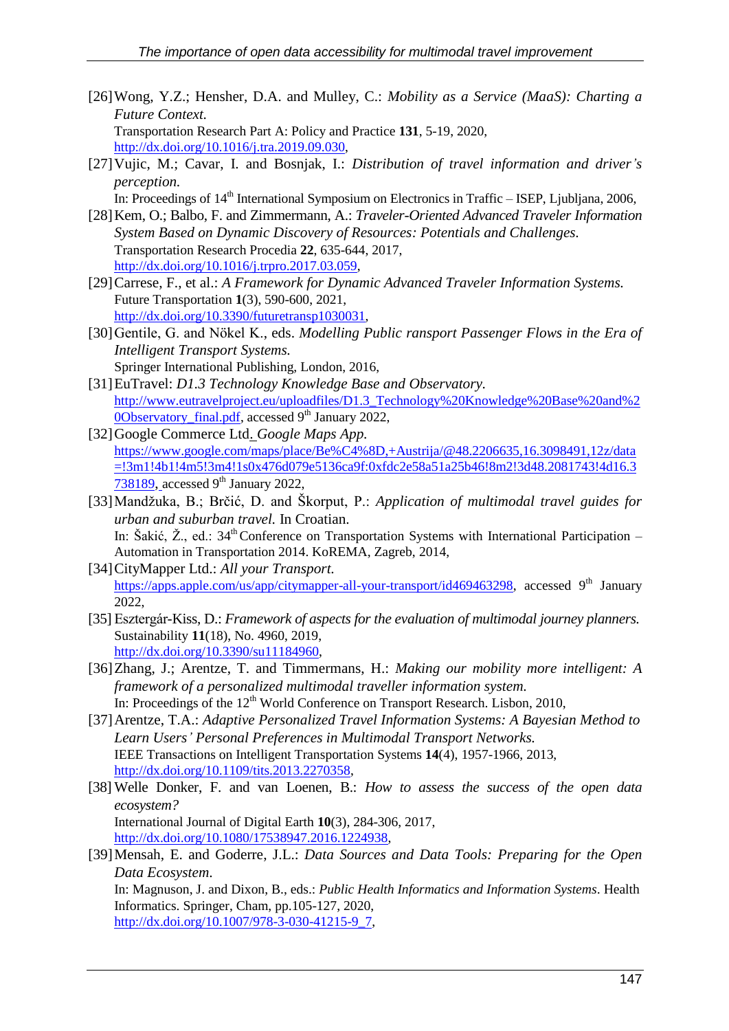[26] Wong, Y.Z.; Hensher, D.A. and Mulley, C.: *Mobility as a Service (MaaS): Charting a Future Context.*
Transportation Research Part A: Policy and Practice **131**, 5-19, 2020,
http://dx.doi.org/10.1016/j.tra.2019.09.030,

[27] Vujic, M.; Cavar, I. and Bosnjak, I.: *Distribution of travel information and driver's perception.*
In: Proceedings of 14th International Symposium on Electronics in Traffic – ISEP, Ljubljana, 2006,

[28] Kem, O.; Balbo, F. and Zimmermann, A.: *Traveler-Oriented Advanced Traveler Information System Based on Dynamic Discovery of Resources: Potentials and Challenges.*
Transportation Research Procedia **22**, 635-644, 2017,
http://dx.doi.org/10.1016/j.trpro.2017.03.059,

[29] Carrese, F., et al.: *A Framework for Dynamic Advanced Traveler Information Systems.*
Future Transportation **1**(3), 590-600, 2021,
http://dx.doi.org/10.3390/futuretransp1030031,

[30] Gentile, G. and Nökel K., eds. *Modelling Public ransport Passenger Flows in the Era of Intelligent Transport Systems.*
Springer International Publishing, London, 2016,

[31] EuTravel: *D1.3 Technology Knowledge Base and Observatory.*
http://www.eutravelproject.eu/uploadfiles/D1.3_Technology%20Knowledge%20Base%20and%20Observatory_final.pdf, accessed 9th January 2022,

[32] Google Commerce Ltd. *Google Maps App.*
https://www.google.com/maps/place/Be%C4%8D,+Austrija/@48.2206635,16.3098491,12z/data=!3m1!4b1!4m5!3m4!1s0x476d079e5136ca9f:0xfdc2e58a51a25b46!8m2!3d48.2081743!4d16.3738189, accessed 9th January 2022,

[33] Mandžuka, B.; Brčić, D. and Škorput, P.: *Application of multimodal travel guides for urban and suburban travel.* In Croatian.
In: Šakić, Ž., ed.: 34th Conference on Transportation Systems with International Participation – Automation in Transportation 2014. KoREMA, Zagreb, 2014,

[34] CityMapper Ltd.: *All your Transport.*
https://apps.apple.com/us/app/citymapper-all-your-transport/id469463298, accessed 9th January 2022,

[35] Esztergár-Kiss, D.: *Framework of aspects for the evaluation of multimodal journey planners.*
Sustainability **11**(18), No. 4960, 2019,
http://dx.doi.org/10.3390/su11184960,

[36] Zhang, J.; Arentze, T. and Timmermans, H.: *Making our mobility more intelligent: A framework of a personalized multimodal traveller information system.*
In: Proceedings of the 12th World Conference on Transport Research. Lisbon, 2010,

[37] Arentze, T.A.: *Adaptive Personalized Travel Information Systems: A Bayesian Method to Learn Users' Personal Preferences in Multimodal Transport Networks.*
IEEE Transactions on Intelligent Transportation Systems **14**(4), 1957-1966, 2013,
http://dx.doi.org/10.1109/tits.2013.2270358,

[38] Welle Donker, F. and van Loenen, B.: *How to assess the success of the open data ecosystem?*
International Journal of Digital Earth **10**(3), 284-306, 2017,
http://dx.doi.org/10.1080/17538947.2016.1224938,

[39] Mensah, E. and Goderre, J.L.: *Data Sources and Data Tools: Preparing for the Open Data Ecosystem.*
In: Magnuson, J. and Dixon, B., eds.: *Public Health Informatics and Information Systems*. Health Informatics. Springer, Cham, pp.105-127, 2020,
http://dx.doi.org/10.1007/978-3-030-41215-9_7,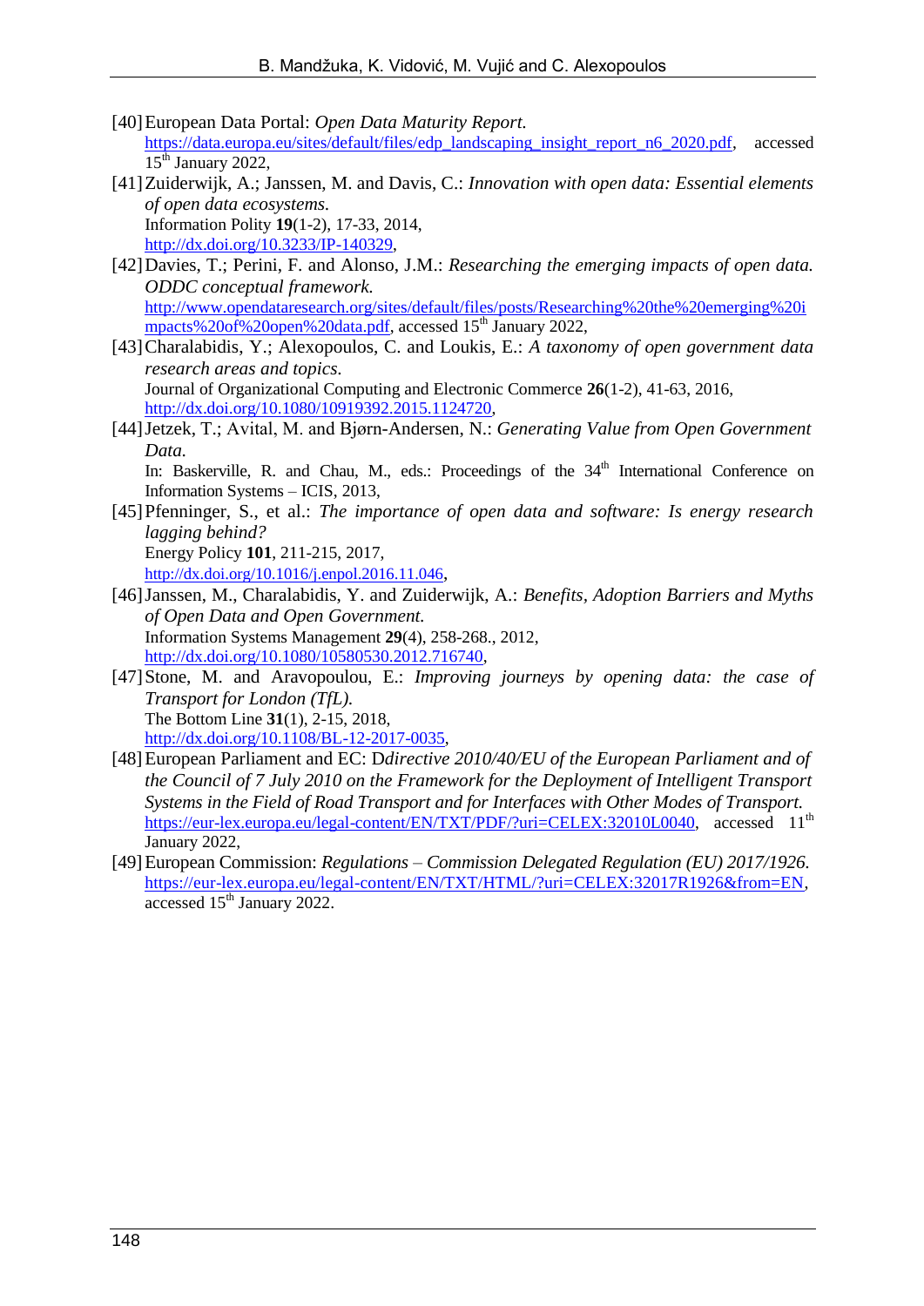[40] European Data Portal: *Open Data Maturity Report.* https://data.europa.eu/sites/default/files/edp_landscaping_insight_report_n6_2020.pdf, accessed 15th January 2022,

[41] Zuiderwijk, A.; Janssen, M. and Davis, C.: *Innovation with open data: Essential elements of open data ecosystems.* Information Polity **19**(1-2), 17-33, 2014, http://dx.doi.org/10.3233/IP-140329,

[42] Davies, T.; Perini, F. and Alonso, J.M.: *Researching the emerging impacts of open data. ODDC conceptual framework.* http://www.opendataresearch.org/sites/default/files/posts/Researching%20the%20emerging%20impacts%20of%20open%20data.pdf, accessed 15th January 2022,

[43] Charalabidis, Y.; Alexopoulos, C. and Loukis, E.: *A taxonomy of open government data research areas and topics.* Journal of Organizational Computing and Electronic Commerce **26**(1-2), 41-63, 2016, http://dx.doi.org/10.1080/10919392.2015.1124720,

[44] Jetzek, T.; Avital, M. and Bjørn-Andersen, N.: *Generating Value from Open Government Data.* In: Baskerville, R. and Chau, M., eds.: Proceedings of the 34th International Conference on Information Systems – ICIS, 2013,

[45] Pfenninger, S., et al.: *The importance of open data and software: Is energy research lagging behind?* Energy Policy **101**, 211-215, 2017, http://dx.doi.org/10.1016/j.enpol.2016.11.046,

[46] Janssen, M., Charalabidis, Y. and Zuiderwijk, A.: *Benefits, Adoption Barriers and Myths of Open Data and Open Government.* Information Systems Management **29**(4), 258-268., 2012, http://dx.doi.org/10.1080/10580530.2012.716740,

[47] Stone, M. and Aravopoulou, E.: *Improving journeys by opening data: the case of Transport for London (TfL).* The Bottom Line **31**(1), 2-15, 2018, http://dx.doi.org/10.1108/BL-12-2017-0035,

[48] European Parliament and EC: D*directive 2010/40/EU of the European Parliament and of the Council of 7 July 2010 on the Framework for the Deployment of Intelligent Transport Systems in the Field of Road Transport and for Interfaces with Other Modes of Transport.* https://eur-lex.europa.eu/legal-content/EN/TXT/PDF/?uri=CELEX:32010L0040, accessed 11th January 2022,

[49] European Commission: *Regulations – Commission Delegated Regulation (EU) 2017/1926.* https://eur-lex.europa.eu/legal-content/EN/TXT/HTML/?uri=CELEX:32017R1926&from=EN, accessed 15th January 2022.